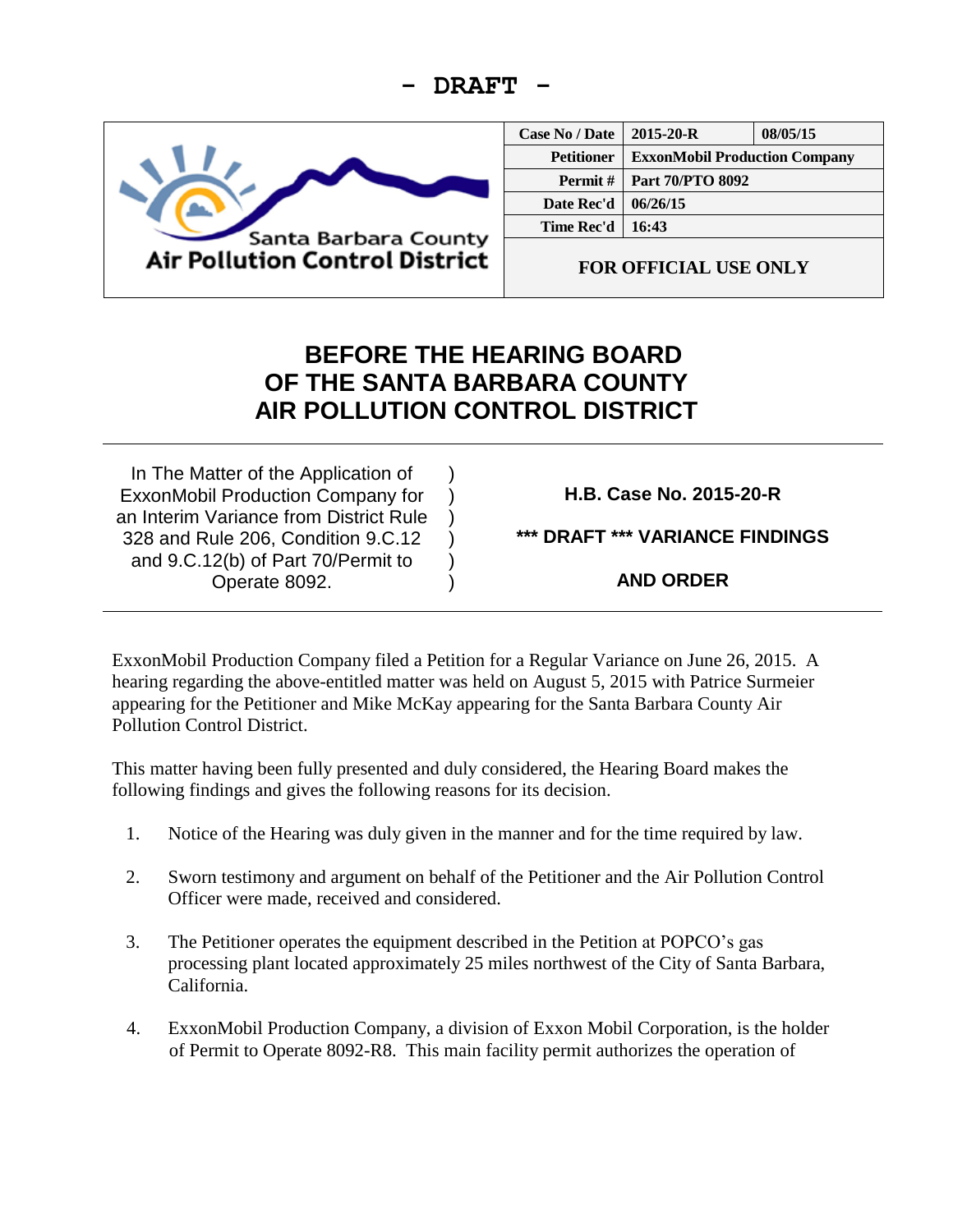**- DRAFT -**

Santa Barbara County Air Pollution Control District

| | | |
|---|---|---|
| **Case No / Date** | **2015-20-R** | **08/05/15** |
| **Petitioner** | **ExxonMobil Production Company** | |
| **Permit #** | **Part 70/PTO 8092** | |
| **Date Rec'd** | **06/26/15** | |
| **Time Rec'd** | **16:43** | |
| **FOR OFFICIAL USE ONLY** | | |

# BEFORE THE HEARING BOARD OF THE SANTA BARBARA COUNTY AIR POLLUTION CONTROL DISTRICT

In The Matter of the Application of ExxonMobil Production Company for an Interim Variance from District Rule 328 and Rule 206, Condition 9.C.12 and 9.C.12(b) of Part 70/Permit to Operate 8092.

**H.B. Case No. 2015-20-R**

**\*\*\* DRAFT \*\*\* VARIANCE FINDINGS AND ORDER**

ExxonMobil Production Company filed a Petition for a Regular Variance on June 26, 2015. A hearing regarding the above-entitled matter was held on August 5, 2015 with Patrice Surmeier appearing for the Petitioner and Mike McKay appearing for the Santa Barbara County Air Pollution Control District.

This matter having been fully presented and duly considered, the Hearing Board makes the following findings and gives the following reasons for its decision.

1. Notice of the Hearing was duly given in the manner and for the time required by law.

2. Sworn testimony and argument on behalf of the Petitioner and the Air Pollution Control Officer were made, received and considered.

3. The Petitioner operates the equipment described in the Petition at POPCO's gas processing plant located approximately 25 miles northwest of the City of Santa Barbara, California.

4. ExxonMobil Production Company, a division of Exxon Mobil Corporation, is the holder of Permit to Operate 8092-R8. This main facility permit authorizes the operation of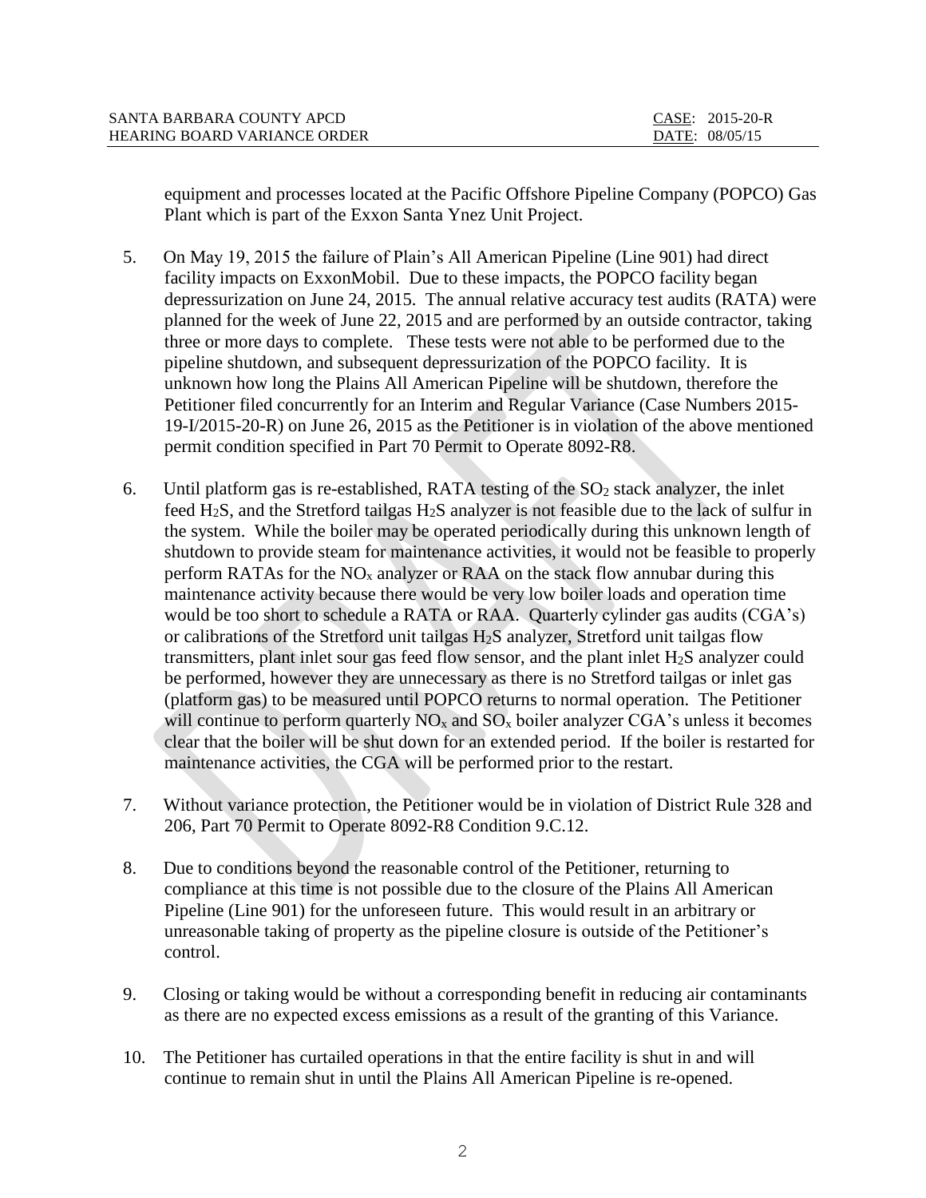equipment and processes located at the Pacific Offshore Pipeline Company (POPCO) Gas Plant which is part of the Exxon Santa Ynez Unit Project.

5. On May 19, 2015 the failure of Plain's All American Pipeline (Line 901) had direct facility impacts on ExxonMobil. Due to these impacts, the POPCO facility began depressurization on June 24, 2015. The annual relative accuracy test audits (RATA) were planned for the week of June 22, 2015 and are performed by an outside contractor, taking three or more days to complete. These tests were not able to be performed due to the pipeline shutdown, and subsequent depressurization of the POPCO facility. It is unknown how long the Plains All American Pipeline will be shutdown, therefore the Petitioner filed concurrently for an Interim and Regular Variance (Case Numbers 2015-19-I/2015-20-R) on June 26, 2015 as the Petitioner is in violation of the above mentioned permit condition specified in Part 70 Permit to Operate 8092-R8.

6. Until platform gas is re-established, RATA testing of the $SO_2$ stack analyzer, the inlet feed $H_2S$, and the Stretford tailgas $H_2S$ analyzer is not feasible due to the lack of sulfur in the system. While the boiler may be operated periodically during this unknown length of shutdown to provide steam for maintenance activities, it would not be feasible to properly perform RATAs for the $NO_x$ analyzer or RAA on the stack flow annubar during this maintenance activity because there would be very low boiler loads and operation time would be too short to schedule a RATA or RAA. Quarterly cylinder gas audits (CGA's) or calibrations of the Stretford unit tailgas $H_2S$ analyzer, Stretford unit tailgas flow transmitters, plant inlet sour gas feed flow sensor, and the plant inlet $H_2S$ analyzer could be performed, however they are unnecessary as there is no Stretford tailgas or inlet gas (platform gas) to be measured until POPCO returns to normal operation. The Petitioner will continue to perform quarterly $NO_x$ and $SO_x$ boiler analyzer CGA's unless it becomes clear that the boiler will be shut down for an extended period. If the boiler is restarted for maintenance activities, the CGA will be performed prior to the restart.

7. Without variance protection, the Petitioner would be in violation of District Rule 328 and 206, Part 70 Permit to Operate 8092-R8 Condition 9.C.12.

8. Due to conditions beyond the reasonable control of the Petitioner, returning to compliance at this time is not possible due to the closure of the Plains All American Pipeline (Line 901) for the unforeseen future. This would result in an arbitrary or unreasonable taking of property as the pipeline closure is outside of the Petitioner's control.

9. Closing or taking would be without a corresponding benefit in reducing air contaminants as there are no expected excess emissions as a result of the granting of this Variance.

10. The Petitioner has curtailed operations in that the entire facility is shut in and will continue to remain shut in until the Plains All American Pipeline is re-opened.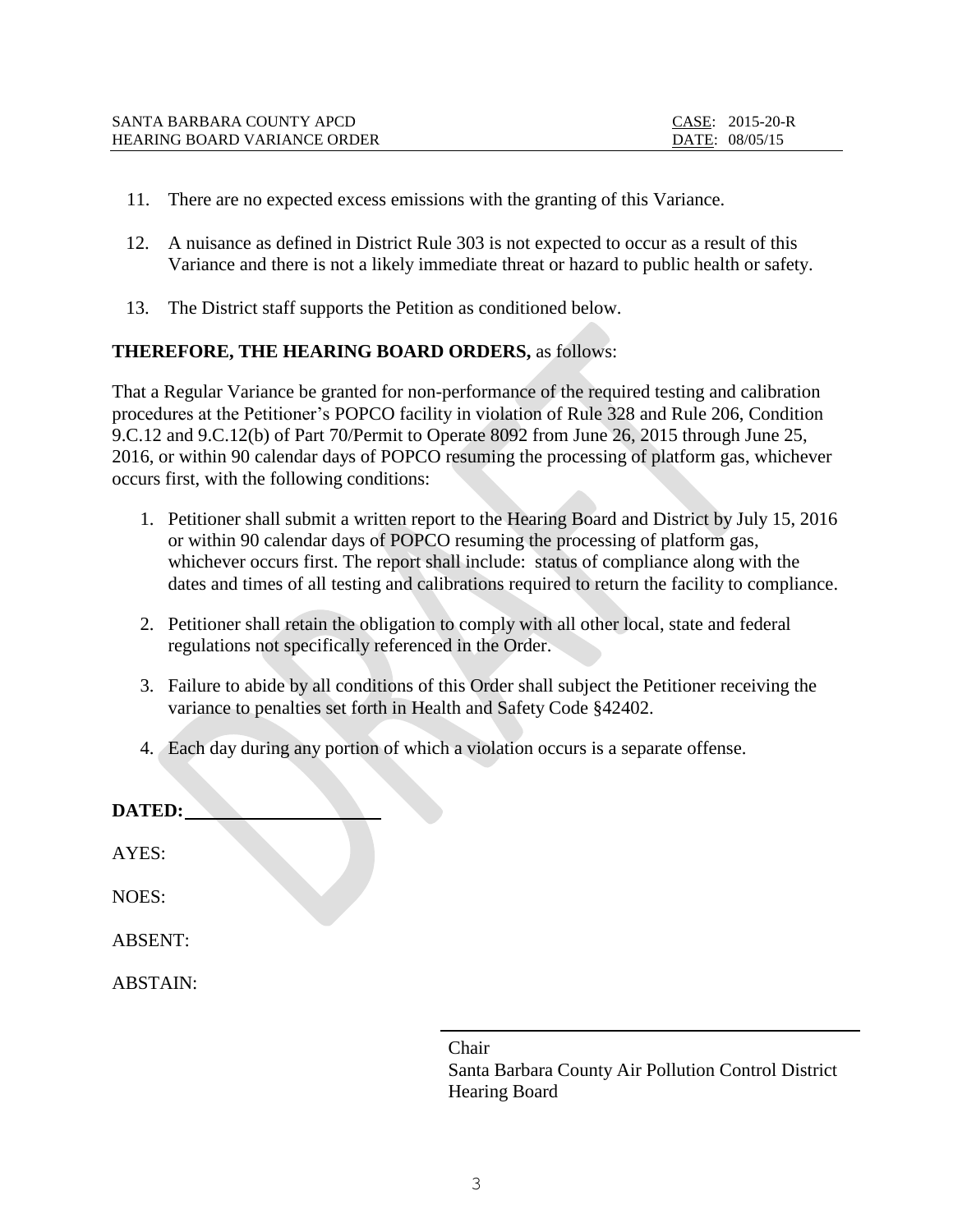11. There are no expected excess emissions with the granting of this Variance.

12. A nuisance as defined in District Rule 303 is not expected to occur as a result of this Variance and there is not a likely immediate threat or hazard to public health or safety.

13. The District staff supports the Petition as conditioned below.

**THEREFORE, THE HEARING BOARD ORDERS,** as follows:

That a Regular Variance be granted for non-performance of the required testing and calibration procedures at the Petitioner's POPCO facility in violation of Rule 328 and Rule 206, Condition 9.C.12 and 9.C.12(b) of Part 70/Permit to Operate 8092 from June 26, 2015 through June 25, 2016, or within 90 calendar days of POPCO resuming the processing of platform gas, whichever occurs first, with the following conditions:

1. Petitioner shall submit a written report to the Hearing Board and District by July 15, 2016 or within 90 calendar days of POPCO resuming the processing of platform gas, whichever occurs first. The report shall include: status of compliance along with the dates and times of all testing and calibrations required to return the facility to compliance.

2. Petitioner shall retain the obligation to comply with all other local, state and federal regulations not specifically referenced in the Order.

3. Failure to abide by all conditions of this Order shall subject the Petitioner receiving the variance to penalties set forth in Health and Safety Code §42402.

4. Each day during any portion of which a violation occurs is a separate offense.

**DATED:** ____________________

AYES:

NOES:

ABSENT:

ABSTAIN:

____________________________________

Chair
Santa Barbara County Air Pollution Control District
Hearing Board